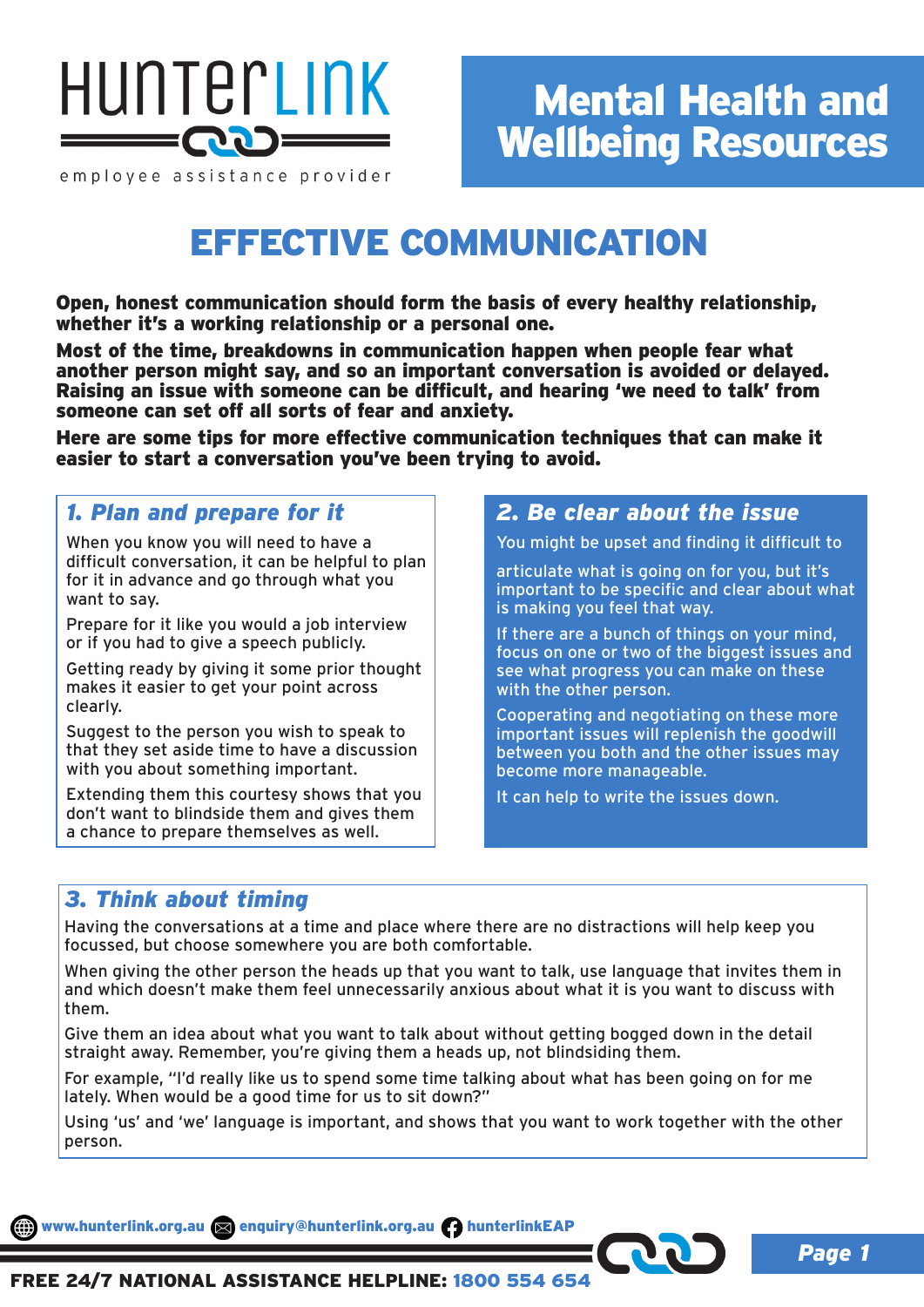# Mental Health and Wellbeing Resources

HunterLink employee assistance provider

## EFFECTIVE COMMUNICATION

**Open, honest communication should form the basis of every healthy relationship, whether it's a working relationship or a personal one.**

**Most of the time, breakdowns in communication happen when people fear what another person might say, and so an important conversation is avoided or delayed. Raising an issue with someone can be difficult, and hearing 'we need to talk' from someone can set off all sorts of fear and anxiety.**

**Here are some tips for more effective communication techniques that can make it easier to start a conversation you've been trying to avoid.**

### *1. Plan and prepare for it*

When you know you will need to have a difficult conversation, it can be helpful to plan for it in advance and go through what you want to say.

Prepare for it like you would a job interview or if you had to give a speech publicly.

Getting ready by giving it some prior thought makes it easier to get your point across clearly.

Suggest to the person you wish to speak to that they set aside time to have a discussion with you about something important.

Extending them this courtesy shows that you don't want to blindside them and gives them a chance to prepare themselves as well.

### *2. Be clear about the issue*

You might be upset and finding it difficult to

articulate what is going on for you, but it's important to be specific and clear about what is making you feel that way.

If there are a bunch of things on your mind, focus on one or two of the biggest issues and see what progress you can make on these with the other person.

Cooperating and negotiating on these more important issues will replenish the goodwill between you both and the other issues may become more manageable.

It can help to write the issues down.

### *3. Think about timing*

Having the conversations at a time and place where there are no distractions will help keep you focussed, but choose somewhere you are both comfortable.

When giving the other person the heads up that you want to talk, use language that invites them in and which doesn't make them feel unnecessarily anxious about what it is you want to discuss with them.

Give them an idea about what you want to talk about without getting bogged down in the detail straight away. Remember, you're giving them a heads up, not blindsiding them.

For example, "I'd really like us to spend some time talking about what has been going on for me lately. When would be a good time for us to sit down?"

Using 'us' and 'we' language is important, and shows that you want to work together with the other person.

www.hunterlink.org.au | enquiry@hunterlink.org.au | hunterlinkEAP

**FREE 24/7 NATIONAL ASSISTANCE HELPLINE: 1800 554 654**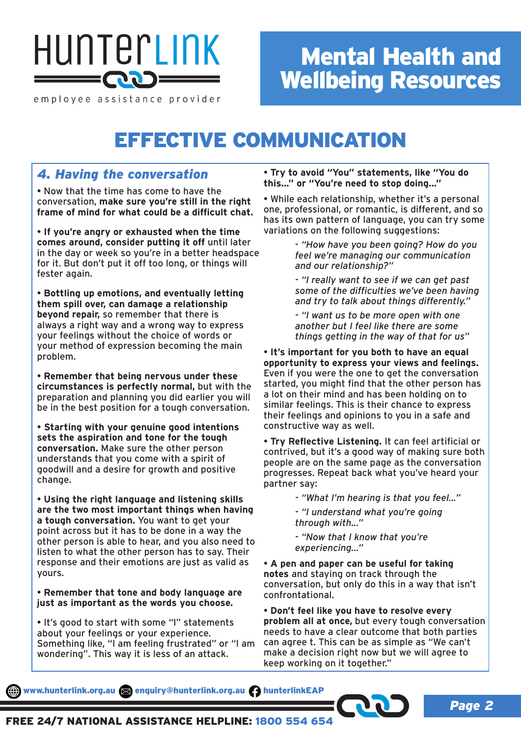# EFFECTIVE COMMUNICATION

## *4. Having the conversation*

- Now that the time has come to have the conversation, **make sure you're still in the right frame of mind for what could be a difficult chat.**

- **If you're angry or exhausted when the time comes around, consider putting it off** until later in the day or week so you're in a better headspace for it. But don't put it off too long, or things will fester again.

- **Bottling up emotions, and eventually letting them spill over, can damage a relationship beyond repair,** so remember that there is always a right way and a wrong way to express your feelings without the choice of words or your method of expression becoming the main problem.

- **Remember that being nervous under these circumstances is perfectly normal,** but with the preparation and planning you did earlier you will be in the best position for a tough conversation.

- **Starting with your genuine good intentions sets the aspiration and tone for the tough conversation.** Make sure the other person understands that you come with a spirit of goodwill and a desire for growth and positive change.

- **Using the right language and listening skills are the two most important things when having a tough conversation.** You want to get your point across but it has to be done in a way the other person is able to hear, and you also need to listen to what the other person has to say. Their response and their emotions are just as valid as yours.

- **Remember that tone and body language are just as important as the words you choose.**

- It's good to start with some "I" statements about your feelings or your experience. Something like, "I am feeling frustrated" or "I am wondering". This way it is less of an attack.

- **Try to avoid "You" statements, like "You do this..." or "You're need to stop doing..."**

- While each relationship, whether it's a personal one, professional, or romantic, is different, and so has its own pattern of language, you can try some variations on the following suggestions:
  - *"How have you been going? How do you feel we're managing our communication and our relationship?"*
  - *"I really want to see if we can get past some of the difficulties we've been having and try to talk about things differently."*
  - *"I want us to be more open with one another but I feel like there are some things getting in the way of that for us"*

- **It's important for you both to have an equal opportunity to express your views and feelings.** Even if you were the one to get the conversation started, you might find that the other person has a lot on their mind and has been holding on to similar feelings. This is their chance to express their feelings and opinions to you in a safe and constructive way as well.

- **Try Reflective Listening.** It can feel artificial or contrived, but it's a good way of making sure both people are on the same page as the conversation progresses. Repeat back what you've heard your partner say:
  - *"What I'm hearing is that you feel..."*
  - *"I understand what you're going through with..."*
  - *"Now that I know that you're experiencing..."*

- **A pen and paper can be useful for taking notes** and staying on track through the conversation, but only do this in a way that isn't confrontational.

- **Don't feel like you have to resolve every problem all at once,** but every tough conversation needs to have a clear outcome that both parties can agree t. This can be as simple as "We can't make a decision right now but we will agree to keep working on it together."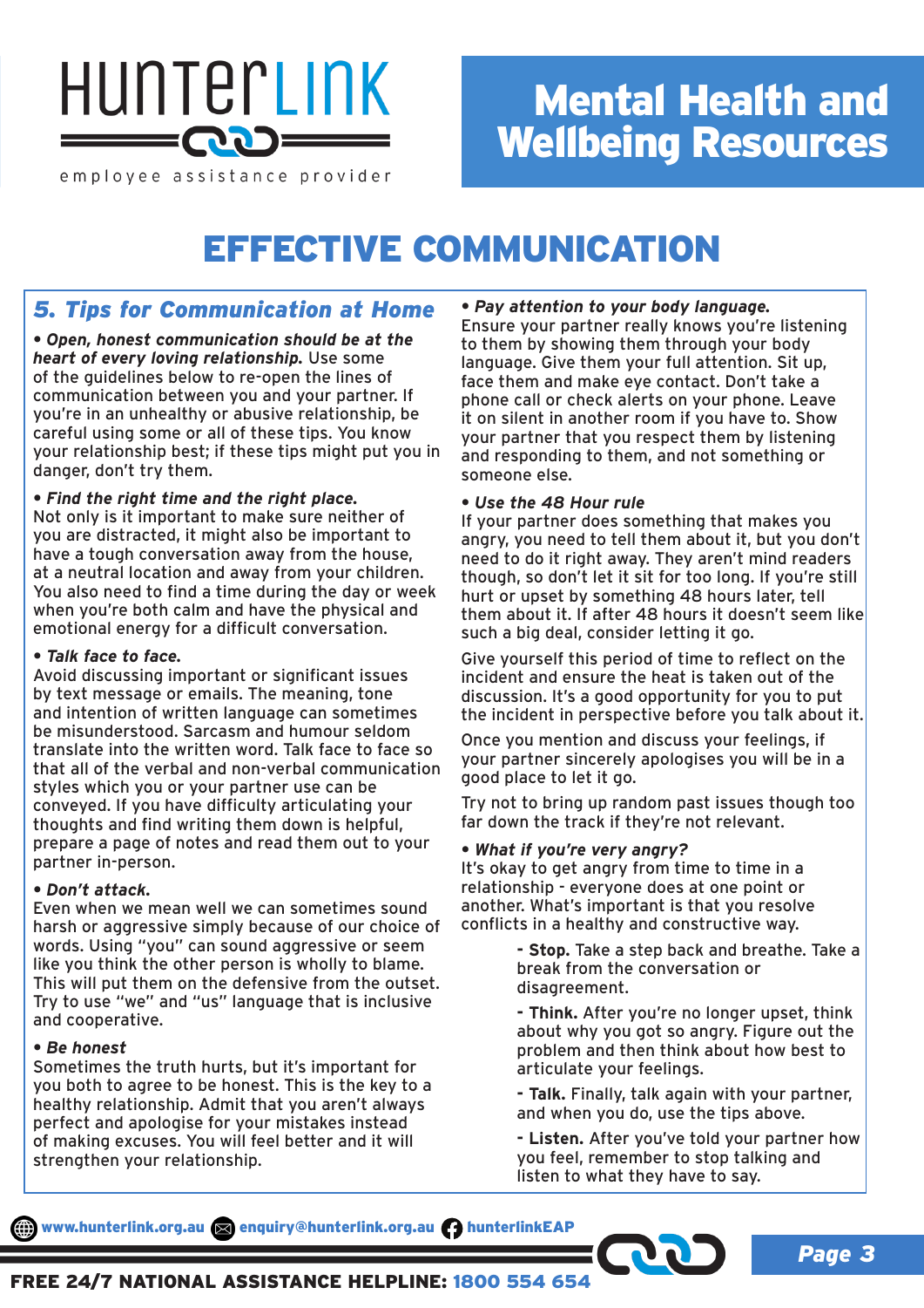# EFFECTIVE COMMUNICATION

## *5. Tips for Communication at Home*

• ***Open, honest communication should be at the heart of every loving relationship.*** Use some of the guidelines below to re-open the lines of communication between you and your partner. If you're in an unhealthy or abusive relationship, be careful using some or all of these tips. You know your relationship best; if these tips might put you in danger, don't try them.

• ***Find the right time and the right place.***
Not only is it important to make sure neither of you are distracted, it might also be important to have a tough conversation away from the house, at a neutral location and away from your children. You also need to find a time during the day or week when you're both calm and have the physical and emotional energy for a difficult conversation.

• ***Talk face to face.***
Avoid discussing important or significant issues by text message or emails. The meaning, tone and intention of written language can sometimes be misunderstood. Sarcasm and humour seldom translate into the written word. Talk face to face so that all of the verbal and non-verbal communication styles which you or your partner use can be conveyed. If you have difficulty articulating your thoughts and find writing them down is helpful, prepare a page of notes and read them out to your partner in-person.

• ***Don't attack.***
Even when we mean well we can sometimes sound harsh or aggressive simply because of our choice of words. Using "you" can sound aggressive or seem like you think the other person is wholly to blame. This will put them on the defensive from the outset. Try to use "we" and "us" language that is inclusive and cooperative.

• ***Be honest***
Sometimes the truth hurts, but it's important for you both to agree to be honest. This is the key to a healthy relationship. Admit that you aren't always perfect and apologise for your mistakes instead of making excuses. You will feel better and it will strengthen your relationship.

• ***Pay attention to your body language.***
Ensure your partner really knows you're listening to them by showing them through your body language. Give them your full attention. Sit up, face them and make eye contact. Don't take a phone call or check alerts on your phone. Leave it on silent in another room if you have to. Show your partner that you respect them by listening and responding to them, and not something or someone else.

• ***Use the 48 Hour rule***
If your partner does something that makes you angry, you need to tell them about it, but you don't need to do it right away. They aren't mind readers though, so don't let it sit for too long. If you're still hurt or upset by something 48 hours later, tell them about it. If after 48 hours it doesn't seem like such a big deal, consider letting it go.

Give yourself this period of time to reflect on the incident and ensure the heat is taken out of the discussion. It's a good opportunity for you to put the incident in perspective before you talk about it.

Once you mention and discuss your feelings, if your partner sincerely apologises you will be in a good place to let it go.

Try not to bring up random past issues though too far down the track if they're not relevant.

• ***What if you're very angry?***
It's okay to get angry from time to time in a relationship - everyone does at one point or another. What's important is that you resolve conflicts in a healthy and constructive way.

- **Stop.** Take a step back and breathe. Take a break from the conversation or disagreement.
- **Think.** After you're no longer upset, think about why you got so angry. Figure out the problem and then think about how best to articulate your feelings.
- **Talk.** Finally, talk again with your partner, and when you do, use the tips above.
- **Listen.** After you've told your partner how you feel, remember to stop talking and listen to what they have to say.

www.hunterlink.org.au enquiry@hunterlink.org.au hunterlinkEAP

**FREE 24/7 NATIONAL ASSISTANCE HELPLINE: 1800 554 654**